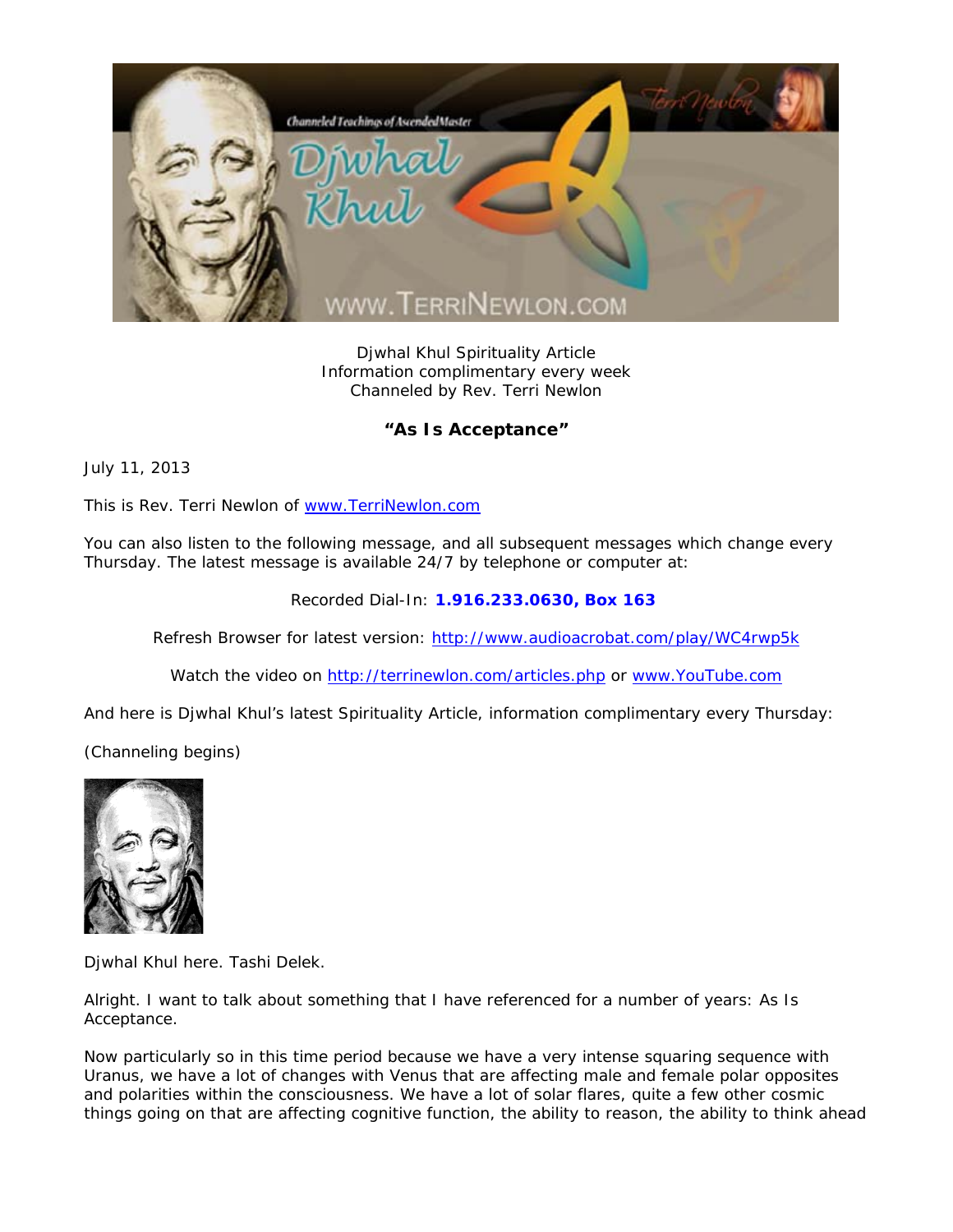Djwhal Khul Spirituality Article
Information complimentary every week
Channeled by Rev. Terri Newlon

## "As Is Acceptance"

July 11, 2013

This is Rev. Terri Newlon of [www.TerriNewlon.com](http://www.TerriNewlon.com)

You can also listen to the following message, and all subsequent messages which change every Thursday. The latest message is available 24/7 by telephone or computer at:

Recorded Dial-In: **1.916.233.0630, Box 163**

Refresh Browser for latest version: [http://www.audioacrobat.com/play/WC4rwp5k](http://www.audioacrobat.com/play/WC4rwp5k)

Watch the video on [http://terrinewlon.com/articles.php](http://terrinewlon.com/articles.php) or [www.YouTube.com](http://www.YouTube.com)

And here is Djwhal Khul's latest Spirituality Article, information complimentary every Thursday:

(Channeling begins)

Djwhal Khul here. Tashi Delek.

Alright. I want to talk about something that I have referenced for a number of years: As Is Acceptance.

Now particularly so in this time period because we have a very intense squaring sequence with Uranus, we have a lot of changes with Venus that are affecting male and female polar opposites and polarities within the consciousness. We have a lot of solar flares, quite a few other cosmic things going on that are affecting cognitive function, the ability to reason, the ability to think ahead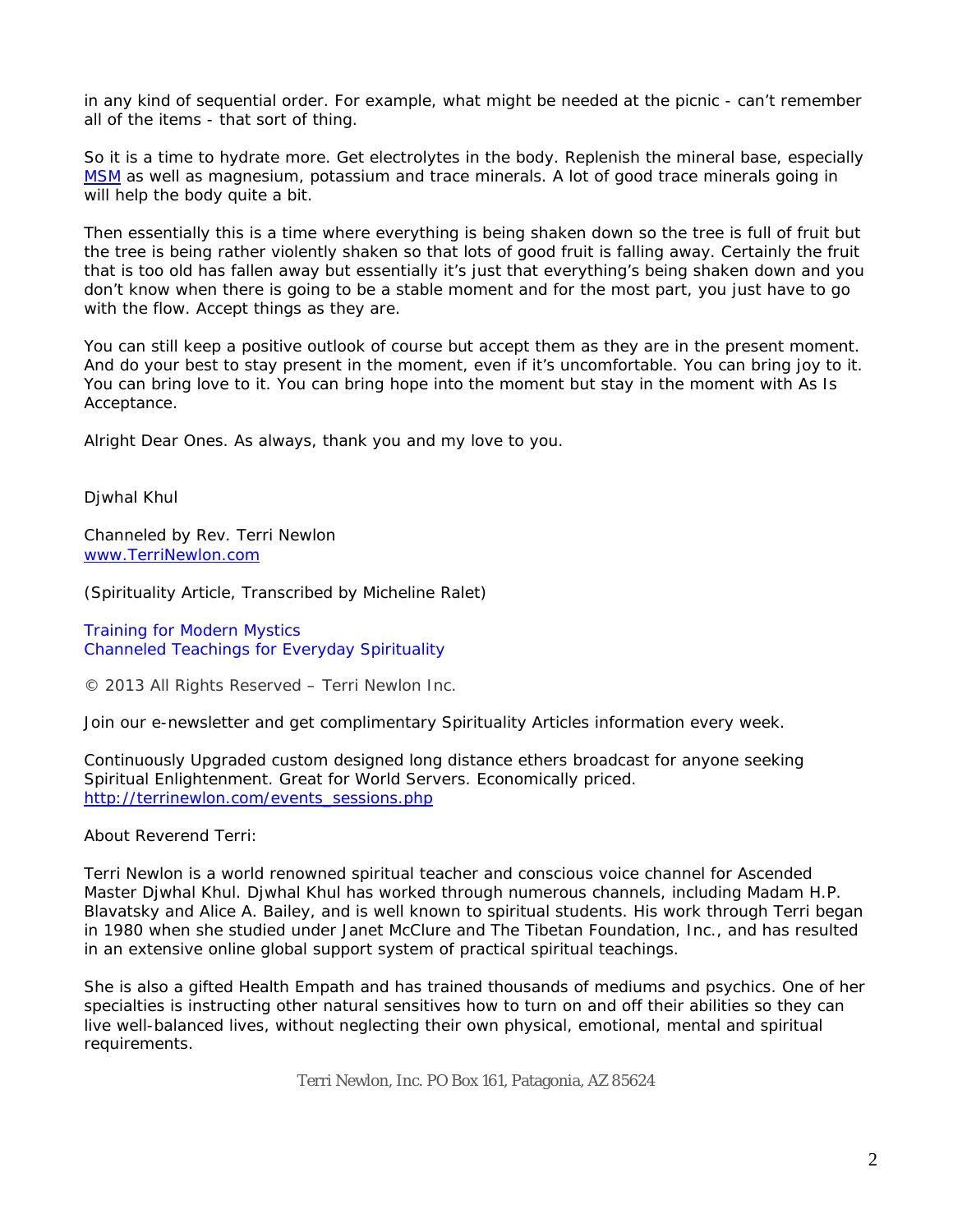in any kind of sequential order. For example, what might be needed at the picnic - can't remember all of the items - that sort of thing.

So it is a time to hydrate more. Get electrolytes in the body. Replenish the mineral base, especially MSM as well as magnesium, potassium and trace minerals. A lot of good trace minerals going in will help the body quite a bit.

Then essentially this is a time where everything is being shaken down so the tree is full of fruit but the tree is being rather violently shaken so that lots of good fruit is falling away. Certainly the fruit that is too old has fallen away but essentially it's just that everything's being shaken down and you don't know when there is going to be a stable moment and for the most part, you just have to go with the flow. Accept things as they are.

You can still keep a positive outlook of course but accept them as they are in the present moment. And do your best to stay present in the moment, even if it's uncomfortable. You can bring joy to it. You can bring love to it. You can bring hope into the moment but stay in the moment with As Is Acceptance.

Alright Dear Ones. As always, thank you and my love to you.

Djwhal Khul

Channeled by Rev. Terri Newlon
www.TerriNewlon.com

(Spirituality Article, Transcribed by Micheline Ralet)

Training for Modern Mystics
Channeled Teachings for Everyday Spirituality

© 2013 All Rights Reserved – Terri Newlon Inc.

Join our e-newsletter and get complimentary Spirituality Articles information every week.

Continuously Upgraded custom designed long distance ethers broadcast for anyone seeking Spiritual Enlightenment. Great for World Servers. Economically priced.
http://terrinewlon.com/events_sessions.php

About Reverend Terri:

Terri Newlon is a world renowned spiritual teacher and conscious voice channel for Ascended Master Djwhal Khul. Djwhal Khul has worked through numerous channels, including Madam H.P. Blavatsky and Alice A. Bailey, and is well known to spiritual students. His work through Terri began in 1980 when she studied under Janet McClure and The Tibetan Foundation, Inc., and has resulted in an extensive online global support system of practical spiritual teachings.

She is also a gifted Health Empath and has trained thousands of mediums and psychics. One of her specialties is instructing other natural sensitives how to turn on and off their abilities so they can live well-balanced lives, without neglecting their own physical, emotional, mental and spiritual requirements.